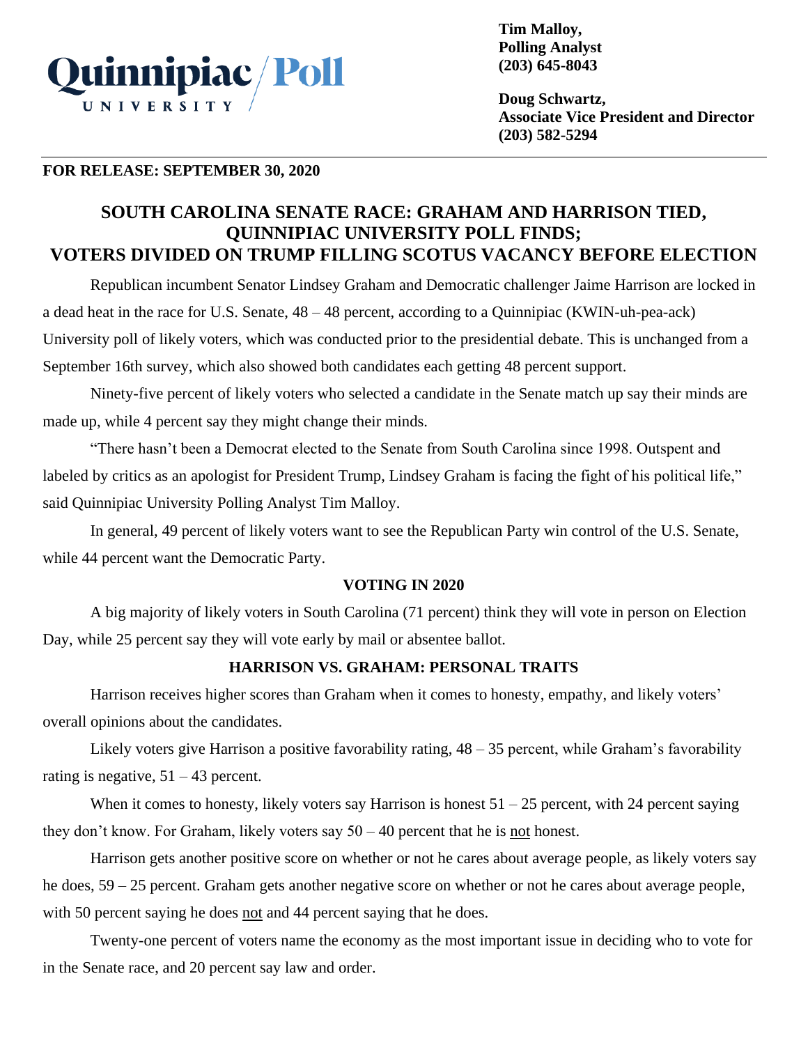Quinnipiac University / Poll

**Tim Malloy,**
**Polling Analyst**
**(203) 645-8043**

**Doug Schwartz,**
**Associate Vice President and Director**
**(203) 582-5294**

**FOR RELEASE: SEPTEMBER 30, 2020**

## SOUTH CAROLINA SENATE RACE: GRAHAM AND HARRISON TIED, QUINNIPIAC UNIVERSITY POLL FINDS; VOTERS DIVIDED ON TRUMP FILLING SCOTUS VACANCY BEFORE ELECTION

Republican incumbent Senator Lindsey Graham and Democratic challenger Jaime Harrison are locked in a dead heat in the race for U.S. Senate, 48 – 48 percent, according to a Quinnipiac (KWIN-uh-pea-ack) University poll of likely voters, which was conducted prior to the presidential debate. This is unchanged from a September 16th survey, which also showed both candidates each getting 48 percent support.

Ninety-five percent of likely voters who selected a candidate in the Senate match up say their minds are made up, while 4 percent say they might change their minds.

"There hasn't been a Democrat elected to the Senate from South Carolina since 1998. Outspent and labeled by critics as an apologist for President Trump, Lindsey Graham is facing the fight of his political life," said Quinnipiac University Polling Analyst Tim Malloy.

In general, 49 percent of likely voters want to see the Republican Party win control of the U.S. Senate, while 44 percent want the Democratic Party.

**VOTING IN 2020**

A big majority of likely voters in South Carolina (71 percent) think they will vote in person on Election Day, while 25 percent say they will vote early by mail or absentee ballot.

**HARRISON VS. GRAHAM: PERSONAL TRAITS**

Harrison receives higher scores than Graham when it comes to honesty, empathy, and likely voters' overall opinions about the candidates.

Likely voters give Harrison a positive favorability rating, 48 – 35 percent, while Graham's favorability rating is negative, 51 – 43 percent.

When it comes to honesty, likely voters say Harrison is honest 51 – 25 percent, with 24 percent saying they don't know. For Graham, likely voters say 50 – 40 percent that he is not honest.

Harrison gets another positive score on whether or not he cares about average people, as likely voters say he does, 59 – 25 percent. Graham gets another negative score on whether or not he cares about average people, with 50 percent saying he does not and 44 percent saying that he does.

Twenty-one percent of voters name the economy as the most important issue in deciding who to vote for in the Senate race, and 20 percent say law and order.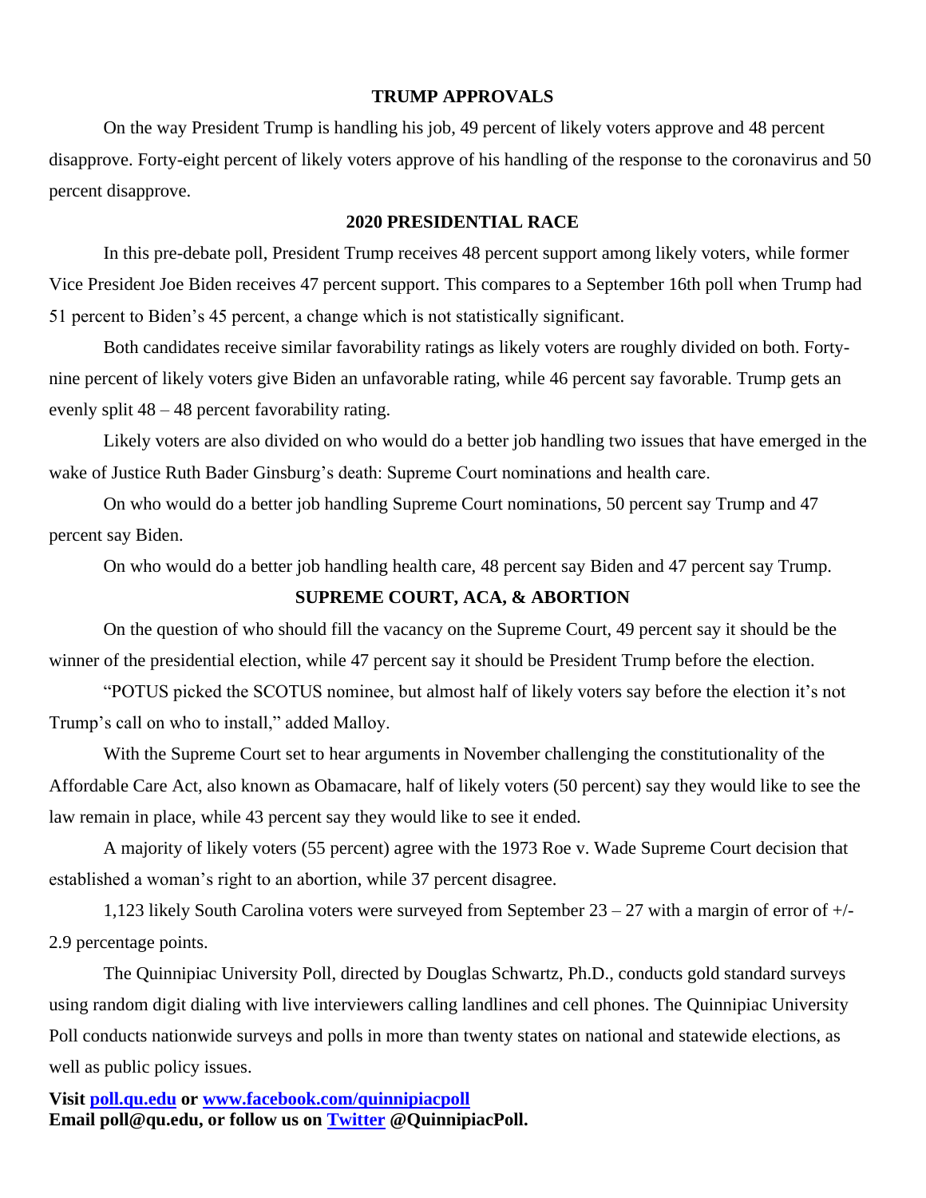## TRUMP APPROVALS

On the way President Trump is handling his job, 49 percent of likely voters approve and 48 percent disapprove. Forty-eight percent of likely voters approve of his handling of the response to the coronavirus and 50 percent disapprove.

## 2020 PRESIDENTIAL RACE

In this pre-debate poll, President Trump receives 48 percent support among likely voters, while former Vice President Joe Biden receives 47 percent support. This compares to a September 16th poll when Trump had 51 percent to Biden's 45 percent, a change which is not statistically significant.

Both candidates receive similar favorability ratings as likely voters are roughly divided on both. Forty-nine percent of likely voters give Biden an unfavorable rating, while 46 percent say favorable. Trump gets an evenly split 48 – 48 percent favorability rating.

Likely voters are also divided on who would do a better job handling two issues that have emerged in the wake of Justice Ruth Bader Ginsburg's death: Supreme Court nominations and health care.

On who would do a better job handling Supreme Court nominations, 50 percent say Trump and 47 percent say Biden.

On who would do a better job handling health care, 48 percent say Biden and 47 percent say Trump.

## SUPREME COURT, ACA, & ABORTION

On the question of who should fill the vacancy on the Supreme Court, 49 percent say it should be the winner of the presidential election, while 47 percent say it should be President Trump before the election.

"POTUS picked the SCOTUS nominee, but almost half of likely voters say before the election it's not Trump's call on who to install," added Malloy.

With the Supreme Court set to hear arguments in November challenging the constitutionality of the Affordable Care Act, also known as Obamacare, half of likely voters (50 percent) say they would like to see the law remain in place, while 43 percent say they would like to see it ended.

A majority of likely voters (55 percent) agree with the 1973 Roe v. Wade Supreme Court decision that established a woman's right to an abortion, while 37 percent disagree.

1,123 likely South Carolina voters were surveyed from September 23 – 27 with a margin of error of +/- 2.9 percentage points.

The Quinnipiac University Poll, directed by Douglas Schwartz, Ph.D., conducts gold standard surveys using random digit dialing with live interviewers calling landlines and cell phones. The Quinnipiac University Poll conducts nationwide surveys and polls in more than twenty states on national and statewide elections, as well as public policy issues.

**Visit [poll.qu.edu](poll.qu.edu) or [www.facebook.com/quinnipiacpoll](www.facebook.com/quinnipiacpoll)**
**Email poll@qu.edu, or follow us on [Twitter](Twitter) @QuinnipiacPoll.**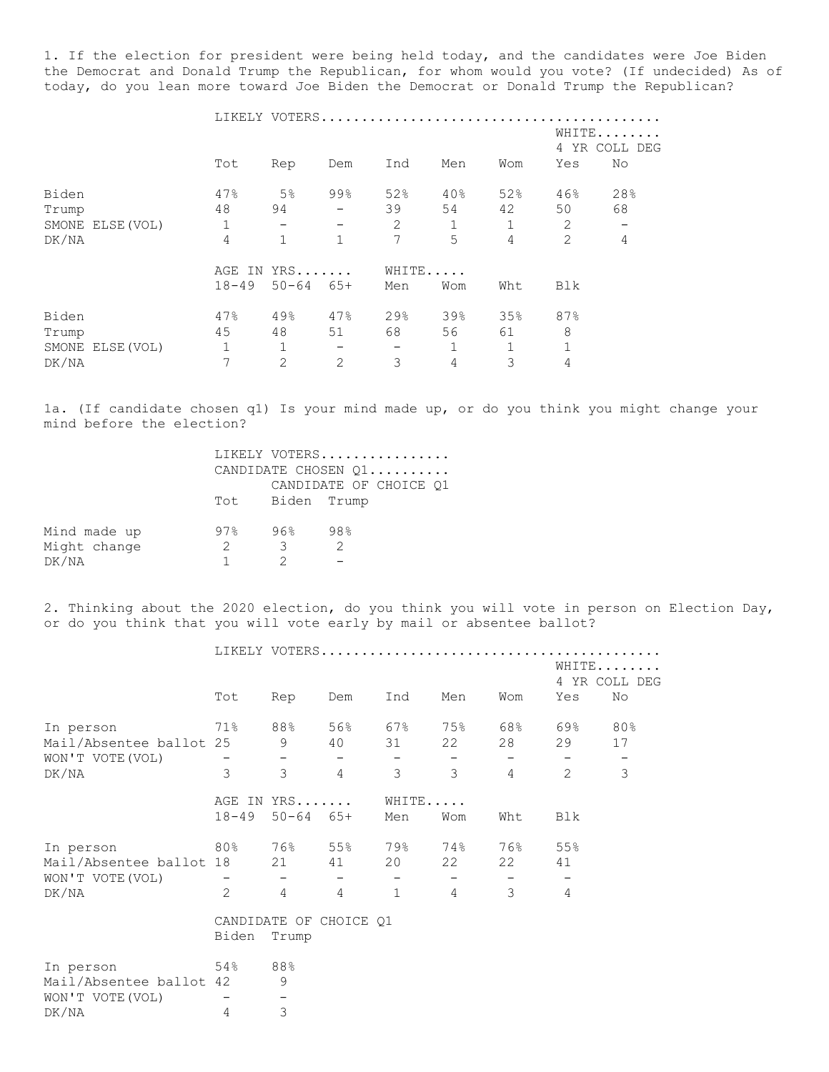1. If the election for president were being held today, and the candidates were Joe Biden the Democrat and Donald Trump the Republican, for whom would you vote? (If undecided) As of today, do you lean more toward Joe Biden the Democrat or Donald Trump the Republican?

| | LIKELY VOTERS | | | | | | WHITE 4 YR COLL DEG | |
|---|---|---|---|---|---|---|---|---|
| | Tot | Rep | Dem | Ind | Men | Wom | Yes | No |
| Biden | 47% | 5% | 99% | 52% | 40% | 52% | 46% | 28% |
| Trump | 48 | 94 | - | 39 | 54 | 42 | 50 | 68 |
| SMONE ELSE(VOL) | 1 | - | - | 2 | 1 | 1 | 2 | - |
| DK/NA | 4 | 1 | 1 | 7 | 5 | 4 | 2 | 4 |

| | AGE IN YRS | | | WHITE | | | |
|---|---|---|---|---|---|---|---|
| | 18-49 | 50-64 | 65+ | Men | Wom | Wht | Blk |
| Biden | 47% | 49% | 47% | 29% | 39% | 35% | 87% |
| Trump | 45 | 48 | 51 | 68 | 56 | 61 | 8 |
| SMONE ELSE(VOL) | 1 | 1 | - | - | 1 | 1 | 1 |
| DK/NA | 7 | 2 | 2 | 3 | 4 | 3 | 4 |

1a. (If candidate chosen q1) Is your mind made up, or do you think you might change your mind before the election?

| | LIKELY VOTERS CANDIDATE CHOSEN Q1 | CANDIDATE OF CHOICE Q1 | |
|---|---|---|---|
| | Tot | Biden | Trump |
| Mind made up | 97% | 96% | 98% |
| Might change | 2 | 3 | 2 |
| DK/NA | 1 | 2 | - |

2. Thinking about the 2020 election, do you think you will vote in person on Election Day, or do you think that you will vote early by mail or absentee ballot?

| | LIKELY VOTERS | | | | | | WHITE 4 YR COLL DEG | |
|---|---|---|---|---|---|---|---|---|
| | Tot | Rep | Dem | Ind | Men | Wom | Yes | No |
| In person | 71% | 88% | 56% | 67% | 75% | 68% | 69% | 80% |
| Mail/Absentee ballot | 25 | 9 | 40 | 31 | 22 | 28 | 29 | 17 |
| WON'T VOTE(VOL) | - | - | - | - | - | - | - | - |
| DK/NA | 3 | 3 | 4 | 3 | 3 | 4 | 2 | 3 |

| | AGE IN YRS | | | WHITE | | | |
|---|---|---|---|---|---|---|---|
| | 18-49 | 50-64 | 65+ | Men | Wom | Wht | Blk |
| In person | 80% | 76% | 55% | 79% | 74% | 76% | 55% |
| Mail/Absentee ballot | 18 | 21 | 41 | 20 | 22 | 22 | 41 |
| WON'T VOTE(VOL) | - | - | - | - | - | - | - |
| DK/NA | 2 | 4 | 4 | 1 | 4 | 3 | 4 |

| | CANDIDATE OF CHOICE Q1 | |
|---|---|---|
| | Biden | Trump |
| In person | 54% | 88% |
| Mail/Absentee ballot | 42 | 9 |
| WON'T VOTE(VOL) | - | - |
| DK/NA | 4 | 3 |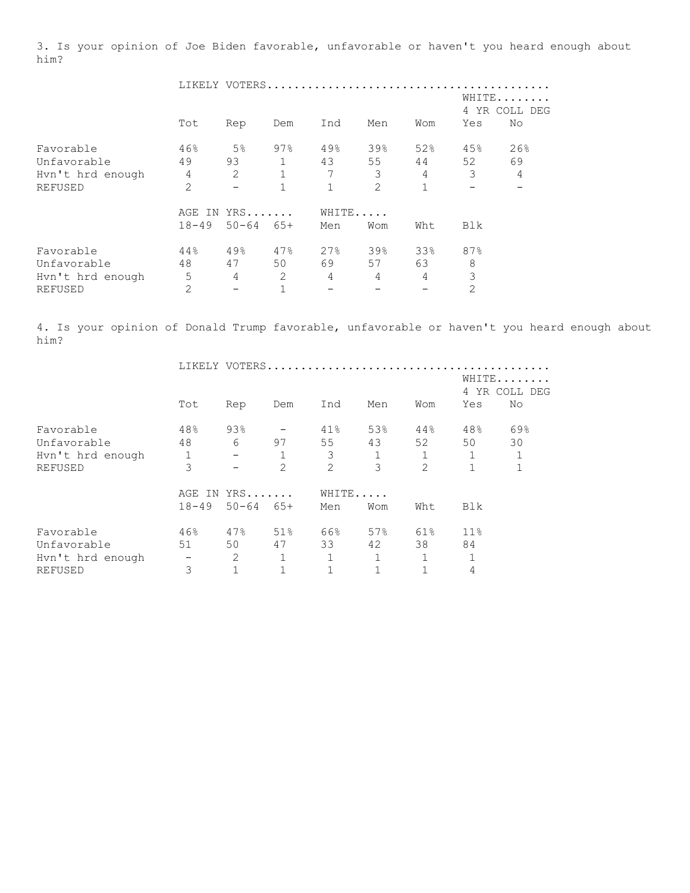3. Is your opinion of Joe Biden favorable, unfavorable or haven't you heard enough about him?

| | LIKELY VOTERS | | | | | | | |
|---|---|---|---|---|---|---|---|---|
| | | | | | | | WHITE 4 YR COLL DEG | |
| | Tot | Rep | Dem | Ind | Men | Wom | Yes | No |
| Favorable | 46% | 5% | 97% | 49% | 39% | 52% | 45% | 26% |
| Unfavorable | 49 | 93 | 1 | 43 | 55 | 44 | 52 | 69 |
| Hvn't hrd enough | 4 | 2 | 1 | 7 | 3 | 4 | 3 | 4 |
| REFUSED | 2 | - | 1 | 1 | 2 | 1 | - | - |

| | AGE IN YRS | | | WHITE | | | |
|---|---|---|---|---|---|---|---|
| | 18-49 | 50-64 | 65+ | Men | Wom | Wht | Blk |
| Favorable | 44% | 49% | 47% | 27% | 39% | 33% | 87% |
| Unfavorable | 48 | 47 | 50 | 69 | 57 | 63 | 8 |
| Hvn't hrd enough | 5 | 4 | 2 | 4 | 4 | 4 | 3 |
| REFUSED | 2 | - | 1 | - | - | - | 2 |

4. Is your opinion of Donald Trump favorable, unfavorable or haven't you heard enough about him?

| | LIKELY VOTERS | | | | | | | |
|---|---|---|---|---|---|---|---|---|
| | | | | | | | WHITE 4 YR COLL DEG | |
| | Tot | Rep | Dem | Ind | Men | Wom | Yes | No |
| Favorable | 48% | 93% | - | 41% | 53% | 44% | 48% | 69% |
| Unfavorable | 48 | 6 | 97 | 55 | 43 | 52 | 50 | 30 |
| Hvn't hrd enough | 1 | - | 1 | 3 | 1 | 1 | 1 | 1 |
| REFUSED | 3 | - | 2 | 2 | 3 | 2 | 1 | 1 |

| | AGE IN YRS | | | WHITE | | | |
|---|---|---|---|---|---|---|---|
| | 18-49 | 50-64 | 65+ | Men | Wom | Wht | Blk |
| Favorable | 46% | 47% | 51% | 66% | 57% | 61% | 11% |
| Unfavorable | 51 | 50 | 47 | 33 | 42 | 38 | 84 |
| Hvn't hrd enough | - | 2 | 1 | 1 | 1 | 1 | 1 |
| REFUSED | 3 | 1 | 1 | 1 | 1 | 1 | 4 |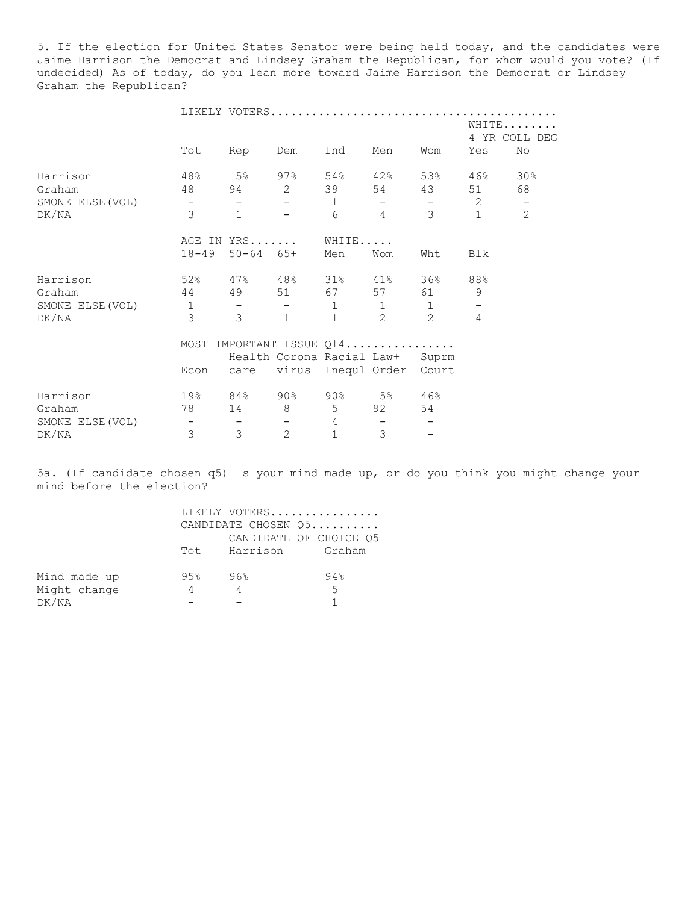5. If the election for United States Senator were being held today, and the candidates were Jaime Harrison the Democrat and Lindsey Graham the Republican, for whom would you vote? (If undecided) As of today, do you lean more toward Jaime Harrison the Democrat or Lindsey Graham the Republican?

| | LIKELY VOTERS | | | | | | WHITE 4 YR COLL DEG | |
|---|---|---|---|---|---|---|---|---|
| | Tot | Rep | Dem | Ind | Men | Wom | Yes | No |
| Harrison | 48% | 5% | 97% | 54% | 42% | 53% | 46% | 30% |
| Graham | 48 | 94 | 2 | 39 | 54 | 43 | 51 | 68 |
| SMONE ELSE(VOL) | - | - | - | 1 | - | - | 2 | - |
| DK/NA | 3 | 1 | - | 6 | 4 | 3 | 1 | 2 |

| | AGE IN YRS | | | WHITE | | | |
|---|---|---|---|---|---|---|---|
| | 18-49 | 50-64 | 65+ | Men | Wom | Wht | Blk |
| Harrison | 52% | 47% | 48% | 31% | 41% | 36% | 88% |
| Graham | 44 | 49 | 51 | 67 | 57 | 61 | 9 |
| SMONE ELSE(VOL) | 1 | - | - | 1 | 1 | 1 | - |
| DK/NA | 3 | 3 | 1 | 1 | 2 | 2 | 4 |

| | MOST IMPORTANT ISSUE Q14 | | | | | |
|---|---|---|---|---|---|---|
| | Econ | Health care | Corona virus | Racial Inequl | Law+ Order | Suprm Court |
| Harrison | 19% | 84% | 90% | 90% | 5% | 46% |
| Graham | 78 | 14 | 8 | 5 | 92 | 54 |
| SMONE ELSE(VOL) | - | - | - | 4 | - | - |
| DK/NA | 3 | 3 | 2 | 1 | 3 | - |

5a. (If candidate chosen q5) Is your mind made up, or do you think you might change your mind before the election?

| | LIKELY VOTERS CANDIDATE CHOSEN Q5 | CANDIDATE OF CHOICE Q5 | |
|---|---|---|---|
| | Tot | Harrison | Graham |
| Mind made up | 95% | 96% | 94% |
| Might change | 4 | 4 | 5 |
| DK/NA | - | - | 1 |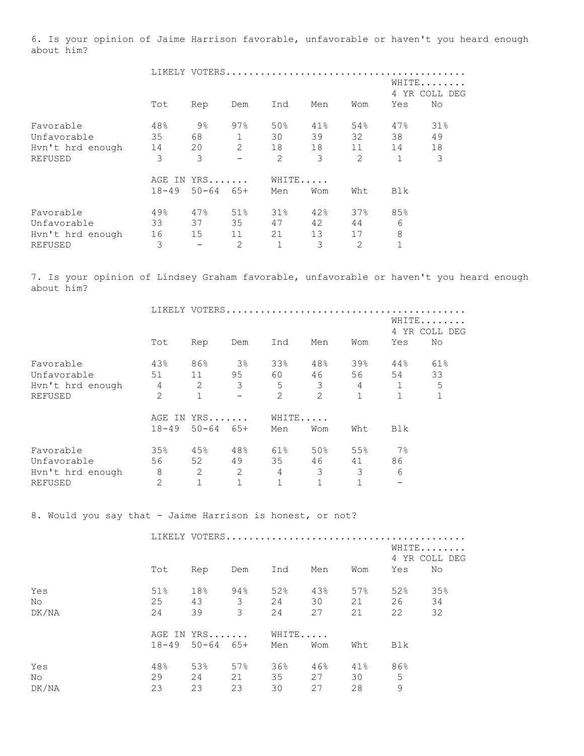6. Is your opinion of Jaime Harrison favorable, unfavorable or haven't you heard enough about him?

| | LIKELY VOTERS | | | | | | | |
|---|---|---|---|---|---|---|---|---|
| | | | | | | | WHITE 4 YR COLL DEG | |
| | Tot | Rep | Dem | Ind | Men | Wom | Yes | No |
| Favorable | 48% | 9% | 97% | 50% | 41% | 54% | 47% | 31% |
| Unfavorable | 35 | 68 | 1 | 30 | 39 | 32 | 38 | 49 |
| Hvn't hrd enough | 14 | 20 | 2 | 18 | 18 | 11 | 14 | 18 |
| REFUSED | 3 | 3 | - | 2 | 3 | 2 | 1 | 3 |

| | AGE IN YRS | | | WHITE | | | |
|---|---|---|---|---|---|---|---|
| | 18-49 | 50-64 | 65+ | Men | Wom | Wht | Blk |
| Favorable | 49% | 47% | 51% | 31% | 42% | 37% | 85% |
| Unfavorable | 33 | 37 | 35 | 47 | 42 | 44 | 6 |
| Hvn't hrd enough | 16 | 15 | 11 | 21 | 13 | 17 | 8 |
| REFUSED | 3 | - | 2 | 1 | 3 | 2 | 1 |

7. Is your opinion of Lindsey Graham favorable, unfavorable or haven't you heard enough about him?

| | LIKELY VOTERS | | | | | | | |
|---|---|---|---|---|---|---|---|---|
| | | | | | | | WHITE 4 YR COLL DEG | |
| | Tot | Rep | Dem | Ind | Men | Wom | Yes | No |
| Favorable | 43% | 86% | 3% | 33% | 48% | 39% | 44% | 61% |
| Unfavorable | 51 | 11 | 95 | 60 | 46 | 56 | 54 | 33 |
| Hvn't hrd enough | 4 | 2 | 3 | 5 | 3 | 4 | 1 | 5 |
| REFUSED | 2 | 1 | - | 2 | 2 | 1 | 1 | 1 |

| | AGE IN YRS | | | WHITE | | | |
|---|---|---|---|---|---|---|---|
| | 18-49 | 50-64 | 65+ | Men | Wom | Wht | Blk |
| Favorable | 35% | 45% | 48% | 61% | 50% | 55% | 7% |
| Unfavorable | 56 | 52 | 49 | 35 | 46 | 41 | 86 |
| Hvn't hrd enough | 8 | 2 | 2 | 4 | 3 | 3 | 6 |
| REFUSED | 2 | 1 | 1 | 1 | 1 | 1 | - |

8. Would you say that - Jaime Harrison is honest, or not?

| | LIKELY VOTERS | | | | | | | |
|---|---|---|---|---|---|---|---|---|
| | | | | | | | WHITE 4 YR COLL DEG | |
| | Tot | Rep | Dem | Ind | Men | Wom | Yes | No |
| Yes | 51% | 18% | 94% | 52% | 43% | 57% | 52% | 35% |
| No | 25 | 43 | 3 | 24 | 30 | 21 | 26 | 34 |
| DK/NA | 24 | 39 | 3 | 24 | 27 | 21 | 22 | 32 |

| | AGE IN YRS | | | WHITE | | | |
|---|---|---|---|---|---|---|---|
| | 18-49 | 50-64 | 65+ | Men | Wom | Wht | Blk |
| Yes | 48% | 53% | 57% | 36% | 46% | 41% | 86% |
| No | 29 | 24 | 21 | 35 | 27 | 30 | 5 |
| DK/NA | 23 | 23 | 23 | 30 | 27 | 28 | 9 |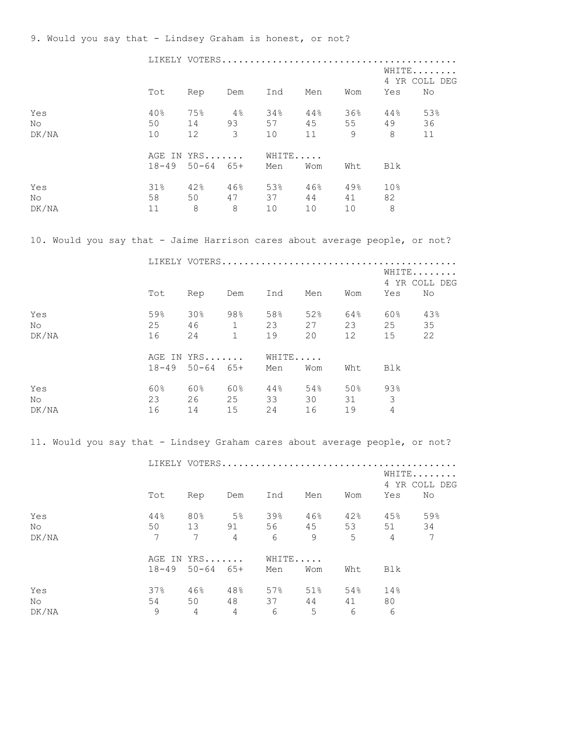9. Would you say that - Lindsey Graham is honest, or not?

| | LIKELY VOTERS | | | | | | WHITE 4 YR COLL DEG | |
|---|---|---|---|---|---|---|---|---|
| | Tot | Rep | Dem | Ind | Men | Wom | Yes | No |
| Yes | 40% | 75% | 4% | 34% | 44% | 36% | 44% | 53% |
| No | 50 | 14 | 93 | 57 | 45 | 55 | 49 | 36 |
| DK/NA | 10 | 12 | 3 | 10 | 11 | 9 | 8 | 11 |

| | AGE IN YRS | | | WHITE | | | |
|---|---|---|---|---|---|---|---|
| | 18-49 | 50-64 | 65+ | Men | Wom | Wht | Blk |
| Yes | 31% | 42% | 46% | 53% | 46% | 49% | 10% |
| No | 58 | 50 | 47 | 37 | 44 | 41 | 82 |
| DK/NA | 11 | 8 | 8 | 10 | 10 | 10 | 8 |

10. Would you say that - Jaime Harrison cares about average people, or not?

| | LIKELY VOTERS | | | | | | WHITE 4 YR COLL DEG | |
|---|---|---|---|---|---|---|---|---|
| | Tot | Rep | Dem | Ind | Men | Wom | Yes | No |
| Yes | 59% | 30% | 98% | 58% | 52% | 64% | 60% | 43% |
| No | 25 | 46 | 1 | 23 | 27 | 23 | 25 | 35 |
| DK/NA | 16 | 24 | 1 | 19 | 20 | 12 | 15 | 22 |

| | AGE IN YRS | | | WHITE | | | |
|---|---|---|---|---|---|---|---|
| | 18-49 | 50-64 | 65+ | Men | Wom | Wht | Blk |
| Yes | 60% | 60% | 60% | 44% | 54% | 50% | 93% |
| No | 23 | 26 | 25 | 33 | 30 | 31 | 3 |
| DK/NA | 16 | 14 | 15 | 24 | 16 | 19 | 4 |

11. Would you say that - Lindsey Graham cares about average people, or not?

| | LIKELY VOTERS | | | | | | WHITE 4 YR COLL DEG | |
|---|---|---|---|---|---|---|---|---|
| | Tot | Rep | Dem | Ind | Men | Wom | Yes | No |
| Yes | 44% | 80% | 5% | 39% | 46% | 42% | 45% | 59% |
| No | 50 | 13 | 91 | 56 | 45 | 53 | 51 | 34 |
| DK/NA | 7 | 7 | 4 | 6 | 9 | 5 | 4 | 7 |

| | AGE IN YRS | | | WHITE | | | |
|---|---|---|---|---|---|---|---|
| | 18-49 | 50-64 | 65+ | Men | Wom | Wht | Blk |
| Yes | 37% | 46% | 48% | 57% | 51% | 54% | 14% |
| No | 54 | 50 | 48 | 37 | 44 | 41 | 80 |
| DK/NA | 9 | 4 | 4 | 6 | 5 | 6 | 6 |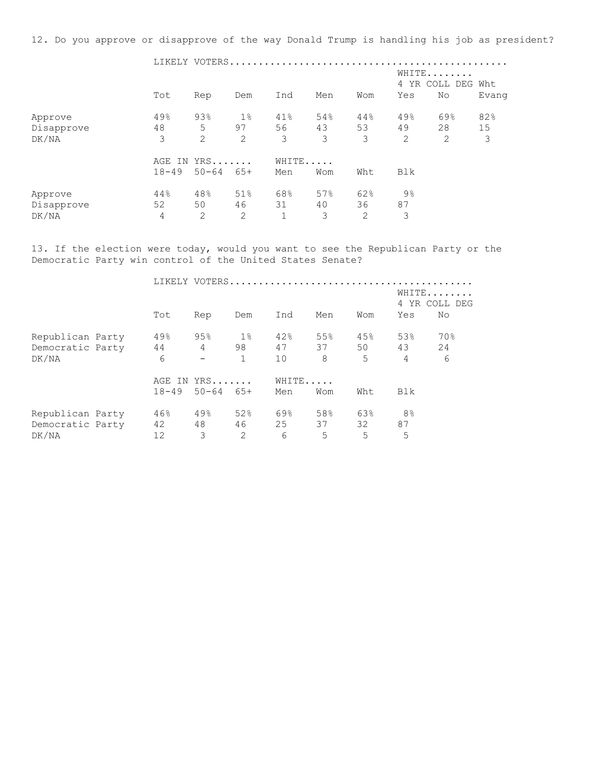12. Do you approve or disapprove of the way Donald Trump is handling his job as president?

| | LIKELY VOTERS | | | | | | | | |
|---|---|---|---|---|---|---|---|---|---|
| | | | | | | | WHITE 4 YR COLL DEG | | Wht |
| | Tot | Rep | Dem | Ind | Men | Wom | Yes | No | Evang |
| Approve | 49% | 93% | 1% | 41% | 54% | 44% | 49% | 69% | 82% |
| Disapprove | 48 | 5 | 97 | 56 | 43 | 53 | 49 | 28 | 15 |
| DK/NA | 3 | 2 | 2 | 3 | 3 | 3 | 2 | 2 | 3 |

| | AGE IN YRS | | | WHITE | | | |
|---|---|---|---|---|---|---|---|
| | 18-49 | 50-64 | 65+ | Men | Wom | Wht | Blk |
| Approve | 44% | 48% | 51% | 68% | 57% | 62% | 9% |
| Disapprove | 52 | 50 | 46 | 31 | 40 | 36 | 87 |
| DK/NA | 4 | 2 | 2 | 1 | 3 | 2 | 3 |

13. If the election were today, would you want to see the Republican Party or the Democratic Party win control of the United States Senate?

| | LIKELY VOTERS | | | | | | | |
|---|---|---|---|---|---|---|---|---|
| | | | | | | | WHITE 4 YR COLL DEG | |
| | Tot | Rep | Dem | Ind | Men | Wom | Yes | No |
| Republican Party | 49% | 95% | 1% | 42% | 55% | 45% | 53% | 70% |
| Democratic Party | 44 | 4 | 98 | 47 | 37 | 50 | 43 | 24 |
| DK/NA | 6 | - | 1 | 10 | 8 | 5 | 4 | 6 |

| | AGE IN YRS | | | WHITE | | | |
|---|---|---|---|---|---|---|---|
| | 18-49 | 50-64 | 65+ | Men | Wom | Wht | Blk |
| Republican Party | 46% | 49% | 52% | 69% | 58% | 63% | 8% |
| Democratic Party | 42 | 48 | 46 | 25 | 37 | 32 | 87 |
| DK/NA | 12 | 3 | 2 | 6 | 5 | 5 | 5 |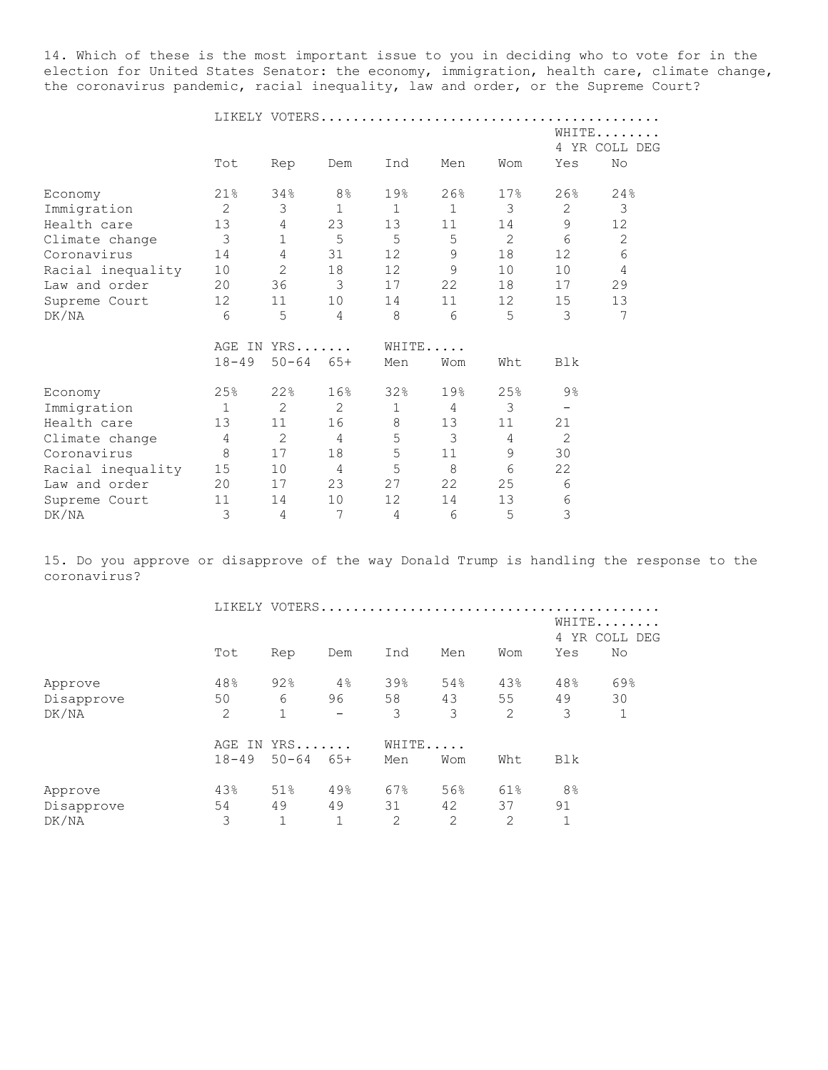14. Which of these is the most important issue to you in deciding who to vote for in the election for United States Senator: the economy, immigration, health care, climate change, the coronavirus pandemic, racial inequality, law and order, or the Supreme Court?

| | LIKELY VOTERS | | | | | | WHITE 4 YR COLL DEG | |
|---|---|---|---|---|---|---|---|---|
| | Tot | Rep | Dem | Ind | Men | Wom | Yes | No |
| Economy | 21% | 34% | 8% | 19% | 26% | 17% | 26% | 24% |
| Immigration | 2 | 3 | 1 | 1 | 1 | 3 | 2 | 3 |
| Health care | 13 | 4 | 23 | 13 | 11 | 14 | 9 | 12 |
| Climate change | 3 | 1 | 5 | 5 | 5 | 2 | 6 | 2 |
| Coronavirus | 14 | 4 | 31 | 12 | 9 | 18 | 12 | 6 |
| Racial inequality | 10 | 2 | 18 | 12 | 9 | 10 | 10 | 4 |
| Law and order | 20 | 36 | 3 | 17 | 22 | 18 | 17 | 29 |
| Supreme Court | 12 | 11 | 10 | 14 | 11 | 12 | 15 | 13 |
| DK/NA | 6 | 5 | 4 | 8 | 6 | 5 | 3 | 7 |

| | AGE IN YRS | | | WHITE | | | |
|---|---|---|---|---|---|---|---|
| | 18-49 | 50-64 | 65+ | Men | Wom | Wht | Blk |
| Economy | 25% | 22% | 16% | 32% | 19% | 25% | 9% |
| Immigration | 1 | 2 | 2 | 1 | 4 | 3 | - |
| Health care | 13 | 11 | 16 | 8 | 13 | 11 | 21 |
| Climate change | 4 | 2 | 4 | 5 | 3 | 4 | 2 |
| Coronavirus | 8 | 17 | 18 | 5 | 11 | 9 | 30 |
| Racial inequality | 15 | 10 | 4 | 5 | 8 | 6 | 22 |
| Law and order | 20 | 17 | 23 | 27 | 22 | 25 | 6 |
| Supreme Court | 11 | 14 | 10 | 12 | 14 | 13 | 6 |
| DK/NA | 3 | 4 | 7 | 4 | 6 | 5 | 3 |

15. Do you approve or disapprove of the way Donald Trump is handling the response to the coronavirus?

| | LIKELY VOTERS | | | | | | WHITE 4 YR COLL DEG | |
|---|---|---|---|---|---|---|---|---|
| | Tot | Rep | Dem | Ind | Men | Wom | Yes | No |
| Approve | 48% | 92% | 4% | 39% | 54% | 43% | 48% | 69% |
| Disapprove | 50 | 6 | 96 | 58 | 43 | 55 | 49 | 30 |
| DK/NA | 2 | 1 | - | 3 | 3 | 2 | 3 | 1 |

| | AGE IN YRS | | | WHITE | | | |
|---|---|---|---|---|---|---|---|
| | 18-49 | 50-64 | 65+ | Men | Wom | Wht | Blk |
| Approve | 43% | 51% | 49% | 67% | 56% | 61% | 8% |
| Disapprove | 54 | 49 | 49 | 31 | 42 | 37 | 91 |
| DK/NA | 3 | 1 | 1 | 2 | 2 | 2 | 1 |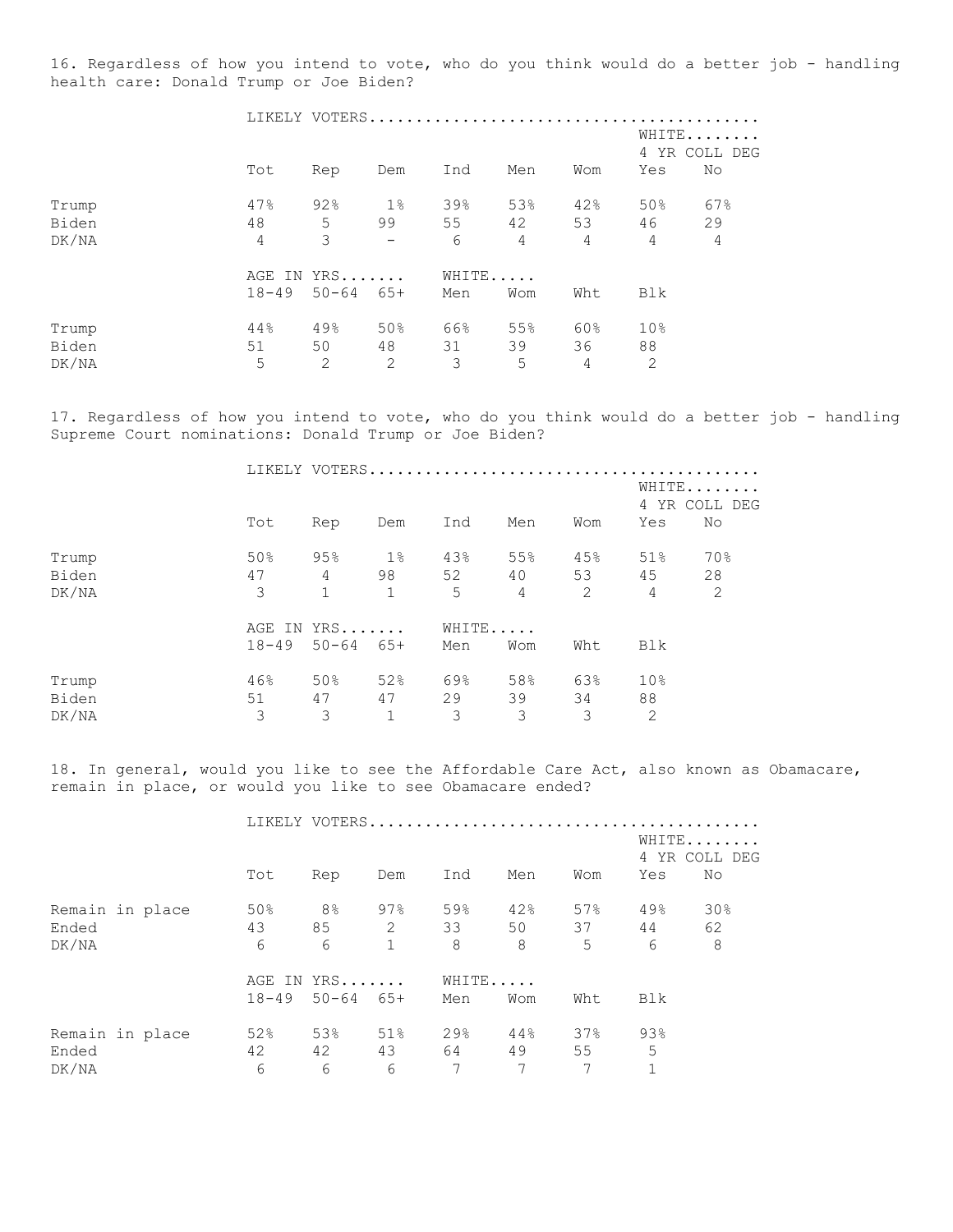16. Regardless of how you intend to vote, who do you think would do a better job - handling health care: Donald Trump or Joe Biden?

| | LIKELY VOTERS | | | | | | | |
|---|---|---|---|---|---|---|---|---|
| | | | | | | | WHITE 4 YR COLL DEG | |
| | Tot | Rep | Dem | Ind | Men | Wom | Yes | No |
| Trump | 47% | 92% | 1% | 39% | 53% | 42% | 50% | 67% |
| Biden | 48 | 5 | 99 | 55 | 42 | 53 | 46 | 29 |
| DK/NA | 4 | 3 | - | 6 | 4 | 4 | 4 | 4 |

| | AGE IN YRS | | | WHITE | | | |
|---|---|---|---|---|---|---|---|
| | 18-49 | 50-64 | 65+ | Men | Wom | Wht | Blk |
| Trump | 44% | 49% | 50% | 66% | 55% | 60% | 10% |
| Biden | 51 | 50 | 48 | 31 | 39 | 36 | 88 |
| DK/NA | 5 | 2 | 2 | 3 | 5 | 4 | 2 |

17. Regardless of how you intend to vote, who do you think would do a better job - handling Supreme Court nominations: Donald Trump or Joe Biden?

| | LIKELY VOTERS | | | | | | | |
|---|---|---|---|---|---|---|---|---|
| | | | | | | | WHITE 4 YR COLL DEG | |
| | Tot | Rep | Dem | Ind | Men | Wom | Yes | No |
| Trump | 50% | 95% | 1% | 43% | 55% | 45% | 51% | 70% |
| Biden | 47 | 4 | 98 | 52 | 40 | 53 | 45 | 28 |
| DK/NA | 3 | 1 | 1 | 5 | 4 | 2 | 4 | 2 |

| | AGE IN YRS | | | WHITE | | | |
|---|---|---|---|---|---|---|---|
| | 18-49 | 50-64 | 65+ | Men | Wom | Wht | Blk |
| Trump | 46% | 50% | 52% | 69% | 58% | 63% | 10% |
| Biden | 51 | 47 | 47 | 29 | 39 | 34 | 88 |
| DK/NA | 3 | 3 | 1 | 3 | 3 | 3 | 2 |

18. In general, would you like to see the Affordable Care Act, also known as Obamacare, remain in place, or would you like to see Obamacare ended?

| | LIKELY VOTERS | | | | | | | |
|---|---|---|---|---|---|---|---|---|
| | | | | | | | WHITE 4 YR COLL DEG | |
| | Tot | Rep | Dem | Ind | Men | Wom | Yes | No |
| Remain in place | 50% | 8% | 97% | 59% | 42% | 57% | 49% | 30% |
| Ended | 43 | 85 | 2 | 33 | 50 | 37 | 44 | 62 |
| DK/NA | 6 | 6 | 1 | 8 | 8 | 5 | 6 | 8 |

| | AGE IN YRS | | | WHITE | | | |
|---|---|---|---|---|---|---|---|
| | 18-49 | 50-64 | 65+ | Men | Wom | Wht | Blk |
| Remain in place | 52% | 53% | 51% | 29% | 44% | 37% | 93% |
| Ended | 42 | 42 | 43 | 64 | 49 | 55 | 5 |
| DK/NA | 6 | 6 | 6 | 7 | 7 | 7 | 1 |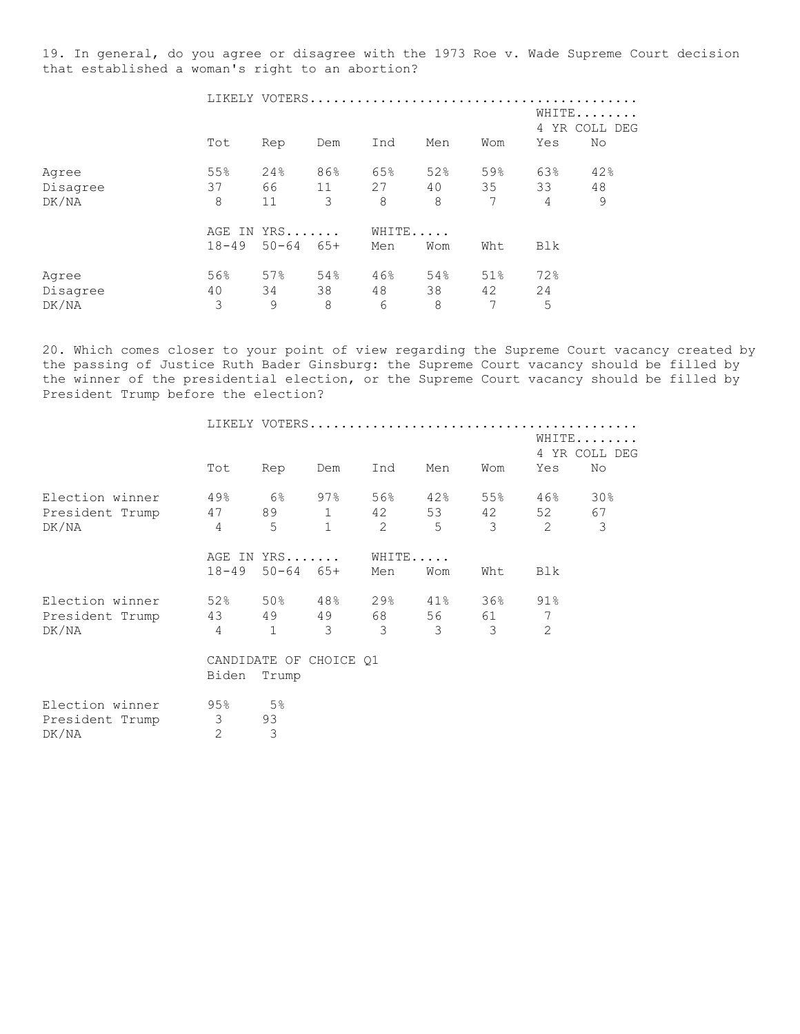19. In general, do you agree or disagree with the 1973 Roe v. Wade Supreme Court decision that established a woman's right to an abortion?

| | LIKELY VOTERS | | | | | | | |
|---|---|---|---|---|---|---|---|---|
| | | | | | | | WHITE 4 YR COLL DEG | |
| | Tot | Rep | Dem | Ind | Men | Wom | Yes | No |
| Agree | 55% | 24% | 86% | 65% | 52% | 59% | 63% | 42% |
| Disagree | 37 | 66 | 11 | 27 | 40 | 35 | 33 | 48 |
| DK/NA | 8 | 11 | 3 | 8 | 8 | 7 | 4 | 9 |

| | AGE IN YRS | | | WHITE | | | |
|---|---|---|---|---|---|---|---|
| | 18-49 | 50-64 | 65+ | Men | Wom | Wht | Blk |
| Agree | 56% | 57% | 54% | 46% | 54% | 51% | 72% |
| Disagree | 40 | 34 | 38 | 48 | 38 | 42 | 24 |
| DK/NA | 3 | 9 | 8 | 6 | 8 | 7 | 5 |

20. Which comes closer to your point of view regarding the Supreme Court vacancy created by the passing of Justice Ruth Bader Ginsburg: the Supreme Court vacancy should be filled by the winner of the presidential election, or the Supreme Court vacancy should be filled by President Trump before the election?

| | LIKELY VOTERS | | | | | | | |
|---|---|---|---|---|---|---|---|---|
| | | | | | | | WHITE 4 YR COLL DEG | |
| | Tot | Rep | Dem | Ind | Men | Wom | Yes | No |
| Election winner | 49% | 6% | 97% | 56% | 42% | 55% | 46% | 30% |
| President Trump | 47 | 89 | 1 | 42 | 53 | 42 | 52 | 67 |
| DK/NA | 4 | 5 | 1 | 2 | 5 | 3 | 2 | 3 |

| | AGE IN YRS | | | WHITE | | | |
|---|---|---|---|---|---|---|---|
| | 18-49 | 50-64 | 65+ | Men | Wom | Wht | Blk |
| Election winner | 52% | 50% | 48% | 29% | 41% | 36% | 91% |
| President Trump | 43 | 49 | 49 | 68 | 56 | 61 | 7 |
| DK/NA | 4 | 1 | 3 | 3 | 3 | 3 | 2 |

| | CANDIDATE OF CHOICE Q1 | |
|---|---|---|
| | Biden | Trump |
| Election winner | 95% | 5% |
| President Trump | 3 | 93 |
| DK/NA | 2 | 3 |